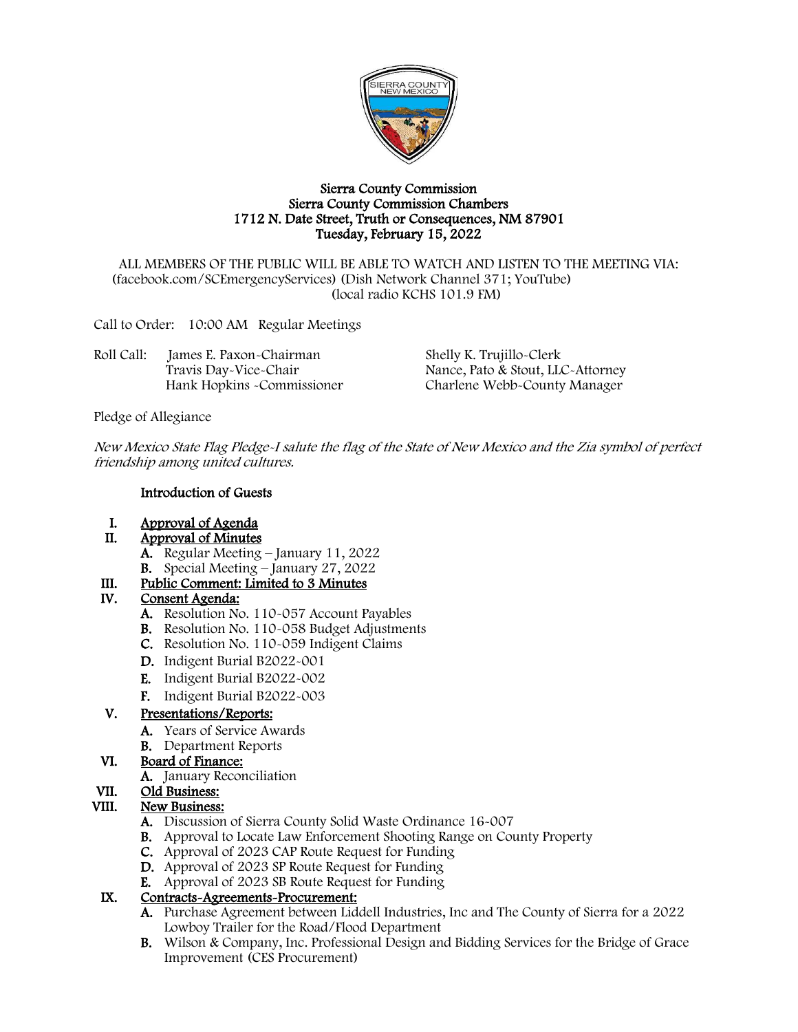# Sierra County Commission
## Sierra County Commission Chambers
## 1712 N. Date Street, Truth or Consequences, NM 87901
## Tuesday, February 15, 2022

ALL MEMBERS OF THE PUBLIC WILL BE ABLE TO WATCH AND LISTEN TO THE MEETING VIA: (facebook.com/SCEmergencyServices) (Dish Network Channel 371; YouTube) (local radio KCHS 101.9 FM)

Call to Order: 10:00 AM Regular Meetings

Roll Call:
- James E. Paxon-Chairman
- Travis Day-Vice-Chair
- Hank Hopkins -Commissioner
- Shelly K. Trujillo-Clerk
- Nance, Pato & Stout, LLC-Attorney
- Charlene Webb-County Manager

Pledge of Allegiance

*New Mexico State Flag Pledge-I salute the flag of the State of New Mexico and the Zia symbol of perfect friendship among united cultures.*

**Introduction of Guests**

I. **Approval of Agenda**

II. **Approval of Minutes**
   - A. Regular Meeting – January 11, 2022
   - B. Special Meeting – January 27, 2022

III. **Public Comment: Limited to 3 Minutes**

IV. **Consent Agenda:**
   - A. Resolution No. 110-057 Account Payables
   - B. Resolution No. 110-058 Budget Adjustments
   - C. Resolution No. 110-059 Indigent Claims
   - D. Indigent Burial B2022-001
   - E. Indigent Burial B2022-002
   - F. Indigent Burial B2022-003

V. **Presentations/Reports:**
   - A. Years of Service Awards
   - B. Department Reports

VI. **Board of Finance:**
   - A. January Reconciliation

VII. **Old Business:**

VIII. **New Business:**
   - A. Discussion of Sierra County Solid Waste Ordinance 16-007
   - B. Approval to Locate Law Enforcement Shooting Range on County Property
   - C. Approval of 2023 CAP Route Request for Funding
   - D. Approval of 2023 SP Route Request for Funding
   - E. Approval of 2023 SB Route Request for Funding

IX. **Contracts-Agreements-Procurement:**
   - A. Purchase Agreement between Liddell Industries, Inc and The County of Sierra for a 2022 Lowboy Trailer for the Road/Flood Department
   - B. Wilson & Company, Inc. Professional Design and Bidding Services for the Bridge of Grace Improvement (CES Procurement)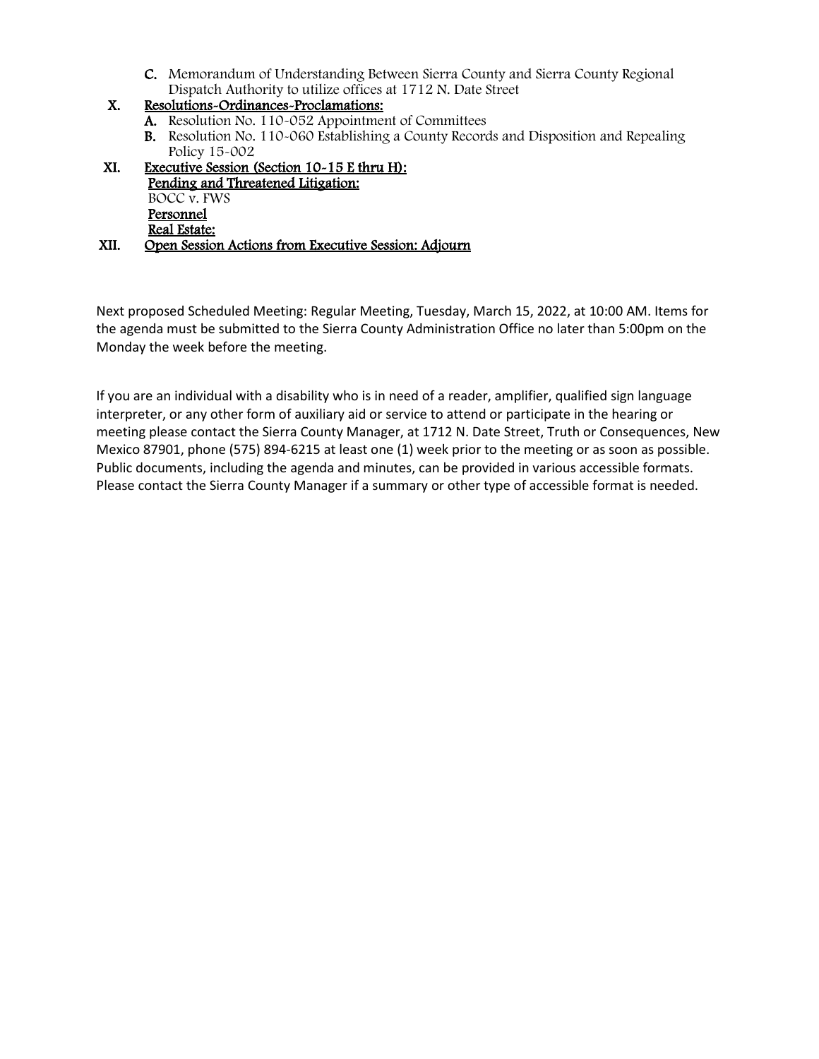C. Memorandum of Understanding Between Sierra County and Sierra County Regional Dispatch Authority to utilize offices at 1712 N. Date Street

X. Resolutions-Ordinances-Proclamations:

A. Resolution No. 110-052 Appointment of Committees

B. Resolution No. 110-060 Establishing a County Records and Disposition and Repealing Policy 15-002

XI. Executive Session (Section 10-15 E thru H):

Pending and Threatened Litigation:

BOCC v. FWS

Personnel

Real Estate:

XII. Open Session Actions from Executive Session: Adjourn

Next proposed Scheduled Meeting: Regular Meeting, Tuesday, March 15, 2022, at 10:00 AM. Items for the agenda must be submitted to the Sierra County Administration Office no later than 5:00pm on the Monday the week before the meeting.

If you are an individual with a disability who is in need of a reader, amplifier, qualified sign language interpreter, or any other form of auxiliary aid or service to attend or participate in the hearing or meeting please contact the Sierra County Manager, at 1712 N. Date Street, Truth or Consequences, New Mexico 87901, phone (575) 894-6215 at least one (1) week prior to the meeting or as soon as possible. Public documents, including the agenda and minutes, can be provided in various accessible formats. Please contact the Sierra County Manager if a summary or other type of accessible format is needed.